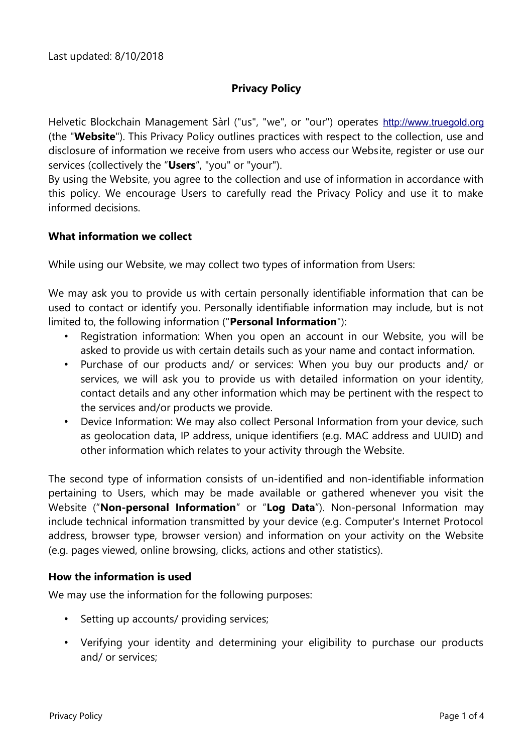Last updated: 8/10/2018

# Privacy Policy

Helvetic Blockchain Management Sàrl ("us", "we", or "our") operates http://www.truegold.org (the "**Website**"). This Privacy Policy outlines practices with respect to the collection, use and disclosure of information we receive from users who access our Website, register or use our services (collectively the "**Users**", "you" or "your").

By using the Website, you agree to the collection and use of information in accordance with this policy. We encourage Users to carefully read the Privacy Policy and use it to make informed decisions.

## What information we collect

While using our Website, we may collect two types of information from Users:

We may ask you to provide us with certain personally identifiable information that can be used to contact or identify you. Personally identifiable information may include, but is not limited to, the following information ("**Personal Information**"):

- Registration information: When you open an account in our Website, you will be asked to provide us with certain details such as your name and contact information.
- Purchase of our products and/ or services: When you buy our products and/ or services, we will ask you to provide us with detailed information on your identity, contact details and any other information which may be pertinent with the respect to the services and/or products we provide.
- Device Information: We may also collect Personal Information from your device, such as geolocation data, IP address, unique identifiers (e.g. MAC address and UUID) and other information which relates to your activity through the Website.

The second type of information consists of un-identified and non-identifiable information pertaining to Users, which may be made available or gathered whenever you visit the Website ("**Non-personal Information**" or "**Log Data**"). Non-personal Information may include technical information transmitted by your device (e.g. Computer's Internet Protocol address, browser type, browser version) and information on your activity on the Website (e.g. pages viewed, online browsing, clicks, actions and other statistics).

## How the information is used

We may use the information for the following purposes:

- Setting up accounts/ providing services;
- Verifying your identity and determining your eligibility to purchase our products and/ or services;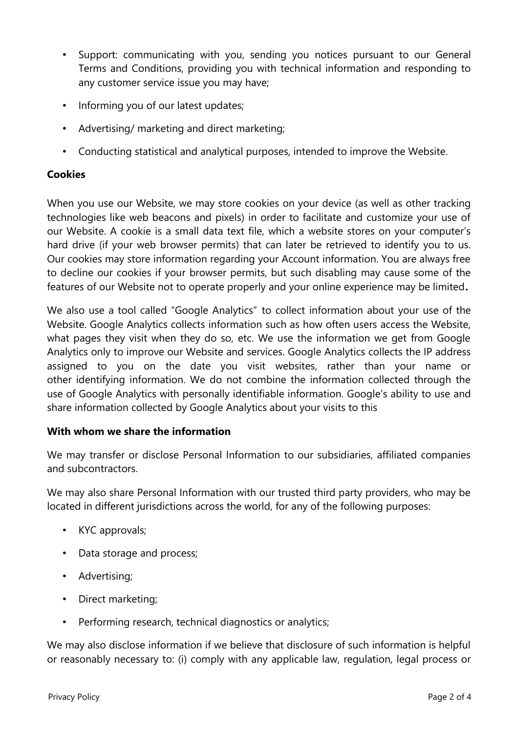- Support: communicating with you, sending you notices pursuant to our General Terms and Conditions, providing you with technical information and responding to any customer service issue you may have;
- Informing you of our latest updates;
- Advertising/ marketing and direct marketing;
- Conducting statistical and analytical purposes, intended to improve the Website.

**Cookies**

When you use our Website, we may store cookies on your device (as well as other tracking technologies like web beacons and pixels) in order to facilitate and customize your use of our Website. A cookie is a small data text file, which a website stores on your computer's hard drive (if your web browser permits) that can later be retrieved to identify you to us. Our cookies may store information regarding your Account information. You are always free to decline our cookies if your browser permits, but such disabling may cause some of the features of our Website not to operate properly and your online experience may be limited**.**

We also use a tool called "Google Analytics" to collect information about your use of the Website. Google Analytics collects information such as how often users access the Website, what pages they visit when they do so, etc. We use the information we get from Google Analytics only to improve our Website and services. Google Analytics collects the IP address assigned to you on the date you visit websites, rather than your name or other identifying information. We do not combine the information collected through the use of Google Analytics with personally identifiable information. Google's ability to use and share information collected by Google Analytics about your visits to this

**With whom we share the information**

We may transfer or disclose Personal Information to our subsidiaries, affiliated companies and subcontractors.

We may also share Personal Information with our trusted third party providers, who may be located in different jurisdictions across the world, for any of the following purposes:

- KYC approvals;
- Data storage and process;
- Advertising;
- Direct marketing;
- Performing research, technical diagnostics or analytics;

We may also disclose information if we believe that disclosure of such information is helpful or reasonably necessary to: (i) comply with any applicable law, regulation, legal process or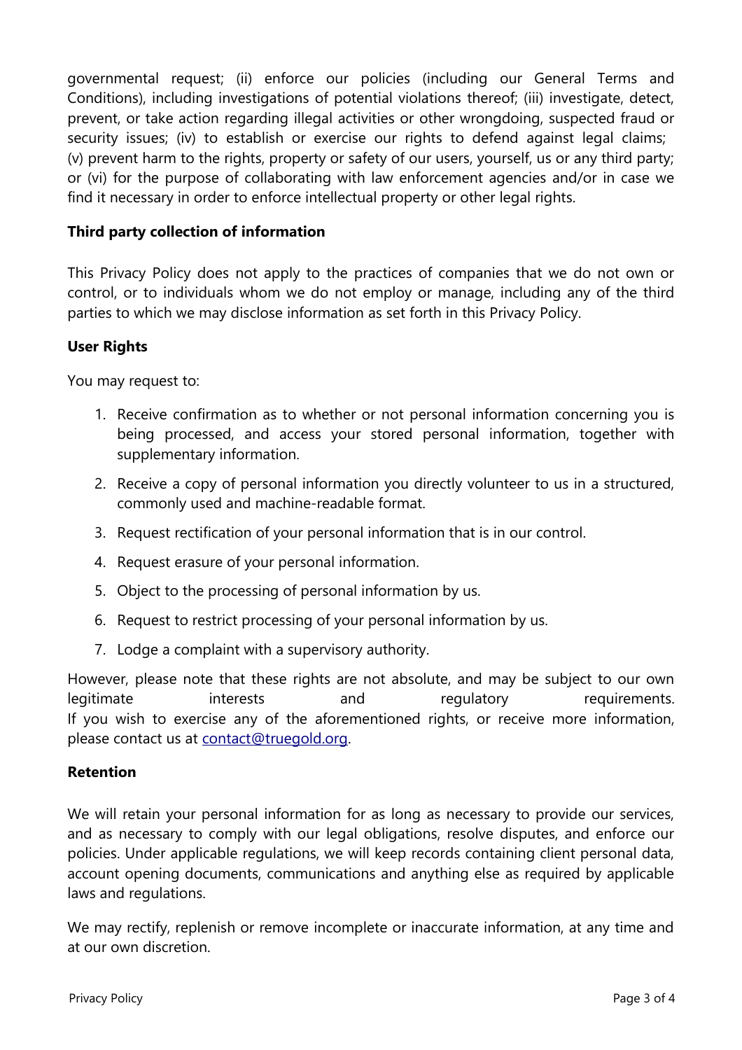governmental request; (ii) enforce our policies (including our General Terms and Conditions), including investigations of potential violations thereof; (iii) investigate, detect, prevent, or take action regarding illegal activities or other wrongdoing, suspected fraud or security issues; (iv) to establish or exercise our rights to defend against legal claims; (v) prevent harm to the rights, property or safety of our users, yourself, us or any third party; or (vi) for the purpose of collaborating with law enforcement agencies and/or in case we find it necessary in order to enforce intellectual property or other legal rights.

**Third party collection of information**

This Privacy Policy does not apply to the practices of companies that we do not own or control, or to individuals whom we do not employ or manage, including any of the third parties to which we may disclose information as set forth in this Privacy Policy.

**User Rights**

You may request to:

1. Receive confirmation as to whether or not personal information concerning you is being processed, and access your stored personal information, together with supplementary information.
2. Receive a copy of personal information you directly volunteer to us in a structured, commonly used and machine-readable format.
3. Request rectification of your personal information that is in our control.
4. Request erasure of your personal information.
5. Object to the processing of personal information by us.
6. Request to restrict processing of your personal information by us.
7. Lodge a complaint with a supervisory authority.

However, please note that these rights are not absolute, and may be subject to our own legitimate interests and regulatory requirements.
If you wish to exercise any of the aforementioned rights, or receive more information, please contact us at contact@truegold.org.

**Retention**

We will retain your personal information for as long as necessary to provide our services, and as necessary to comply with our legal obligations, resolve disputes, and enforce our policies. Under applicable regulations, we will keep records containing client personal data, account opening documents, communications and anything else as required by applicable laws and regulations.

We may rectify, replenish or remove incomplete or inaccurate information, at any time and at our own discretion.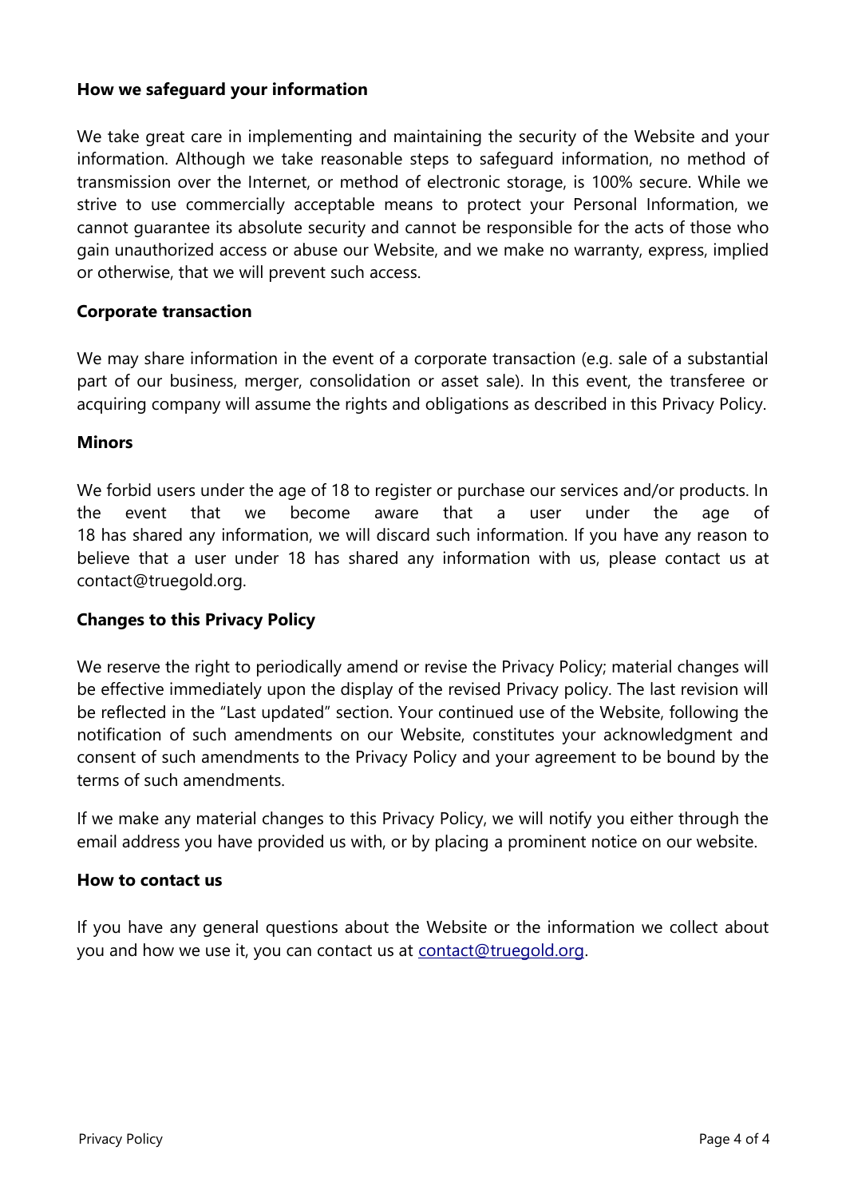**How we safeguard your information**

We take great care in implementing and maintaining the security of the Website and your information. Although we take reasonable steps to safeguard information, no method of transmission over the Internet, or method of electronic storage, is 100% secure. While we strive to use commercially acceptable means to protect your Personal Information, we cannot guarantee its absolute security and cannot be responsible for the acts of those who gain unauthorized access or abuse our Website, and we make no warranty, express, implied or otherwise, that we will prevent such access.

**Corporate transaction**

We may share information in the event of a corporate transaction (e.g. sale of a substantial part of our business, merger, consolidation or asset sale). In this event, the transferee or acquiring company will assume the rights and obligations as described in this Privacy Policy.

**Minors**

We forbid users under the age of 18 to register or purchase our services and/or products. In the event that we become aware that a user under the age of 18 has shared any information, we will discard such information. If you have any reason to believe that a user under 18 has shared any information with us, please contact us at contact@truegold.org.

**Changes to this Privacy Policy**

We reserve the right to periodically amend or revise the Privacy Policy; material changes will be effective immediately upon the display of the revised Privacy policy. The last revision will be reflected in the "Last updated" section. Your continued use of the Website, following the notification of such amendments on our Website, constitutes your acknowledgment and consent of such amendments to the Privacy Policy and your agreement to be bound by the terms of such amendments.

If we make any material changes to this Privacy Policy, we will notify you either through the email address you have provided us with, or by placing a prominent notice on our website.

**How to contact us**

If you have any general questions about the Website or the information we collect about you and how we use it, you can contact us at [contact@truegold.org](mailto:contact@truegold.org).